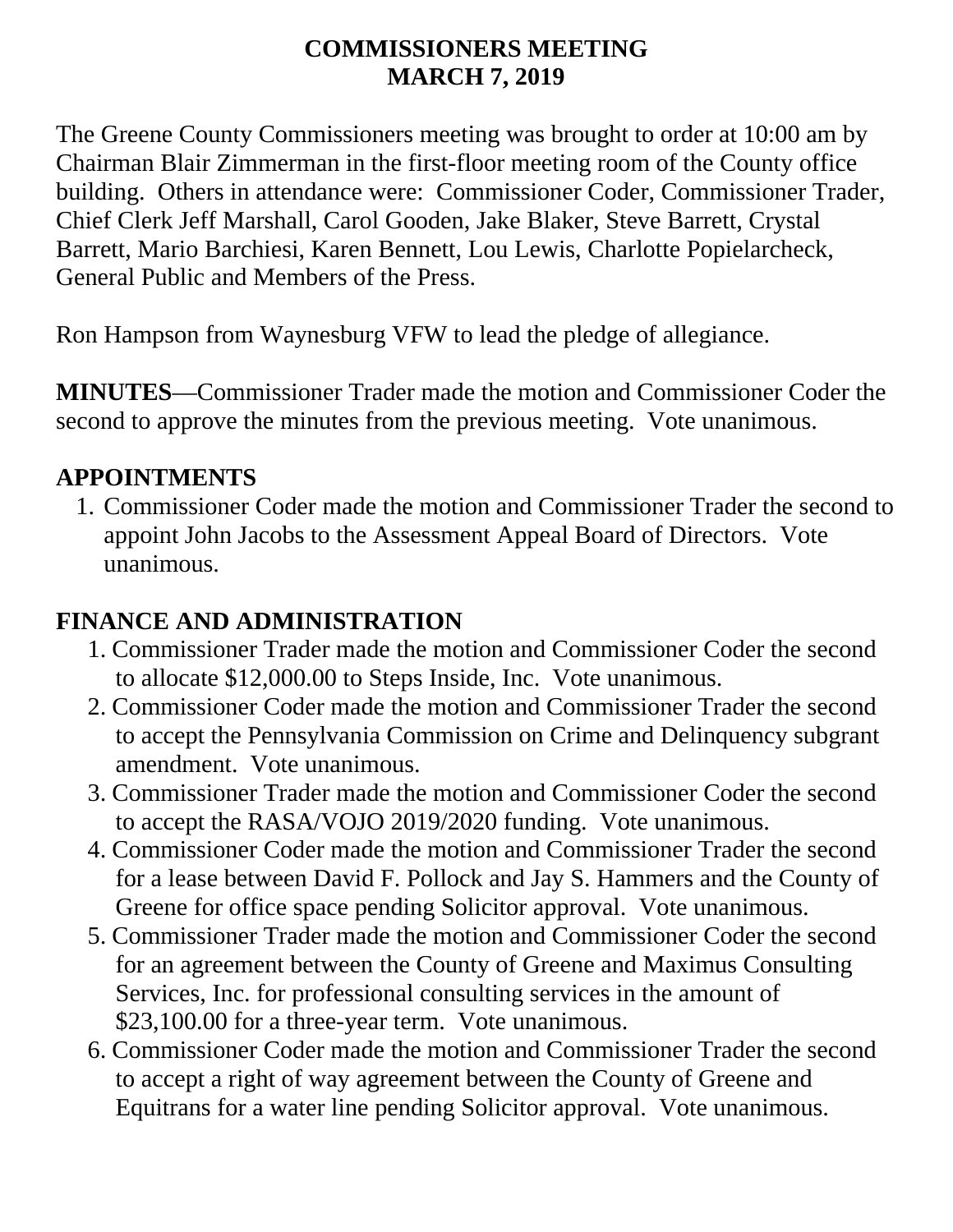# COMMISSIONERS MEETING
# MARCH 7, 2019

The Greene County Commissioners meeting was brought to order at 10:00 am by Chairman Blair Zimmerman in the first-floor meeting room of the County office building. Others in attendance were: Commissioner Coder, Commissioner Trader, Chief Clerk Jeff Marshall, Carol Gooden, Jake Blaker, Steve Barrett, Crystal Barrett, Mario Barchiesi, Karen Bennett, Lou Lewis, Charlotte Popielarcheck, General Public and Members of the Press.

Ron Hampson from Waynesburg VFW to lead the pledge of allegiance.

**MINUTES**—Commissioner Trader made the motion and Commissioner Coder the second to approve the minutes from the previous meeting. Vote unanimous.

## APPOINTMENTS

1. Commissioner Coder made the motion and Commissioner Trader the second to appoint John Jacobs to the Assessment Appeal Board of Directors. Vote unanimous.

## FINANCE AND ADMINISTRATION

1. Commissioner Trader made the motion and Commissioner Coder the second to allocate $12,000.00 to Steps Inside, Inc. Vote unanimous.
2. Commissioner Coder made the motion and Commissioner Trader the second to accept the Pennsylvania Commission on Crime and Delinquency subgrant amendment. Vote unanimous.
3. Commissioner Trader made the motion and Commissioner Coder the second to accept the RASA/VOJO 2019/2020 funding. Vote unanimous.
4. Commissioner Coder made the motion and Commissioner Trader the second for a lease between David F. Pollock and Jay S. Hammers and the County of Greene for office space pending Solicitor approval. Vote unanimous.
5. Commissioner Trader made the motion and Commissioner Coder the second for an agreement between the County of Greene and Maximus Consulting Services, Inc. for professional consulting services in the amount of $23,100.00 for a three-year term. Vote unanimous.
6. Commissioner Coder made the motion and Commissioner Trader the second to accept a right of way agreement between the County of Greene and Equitrans for a water line pending Solicitor approval. Vote unanimous.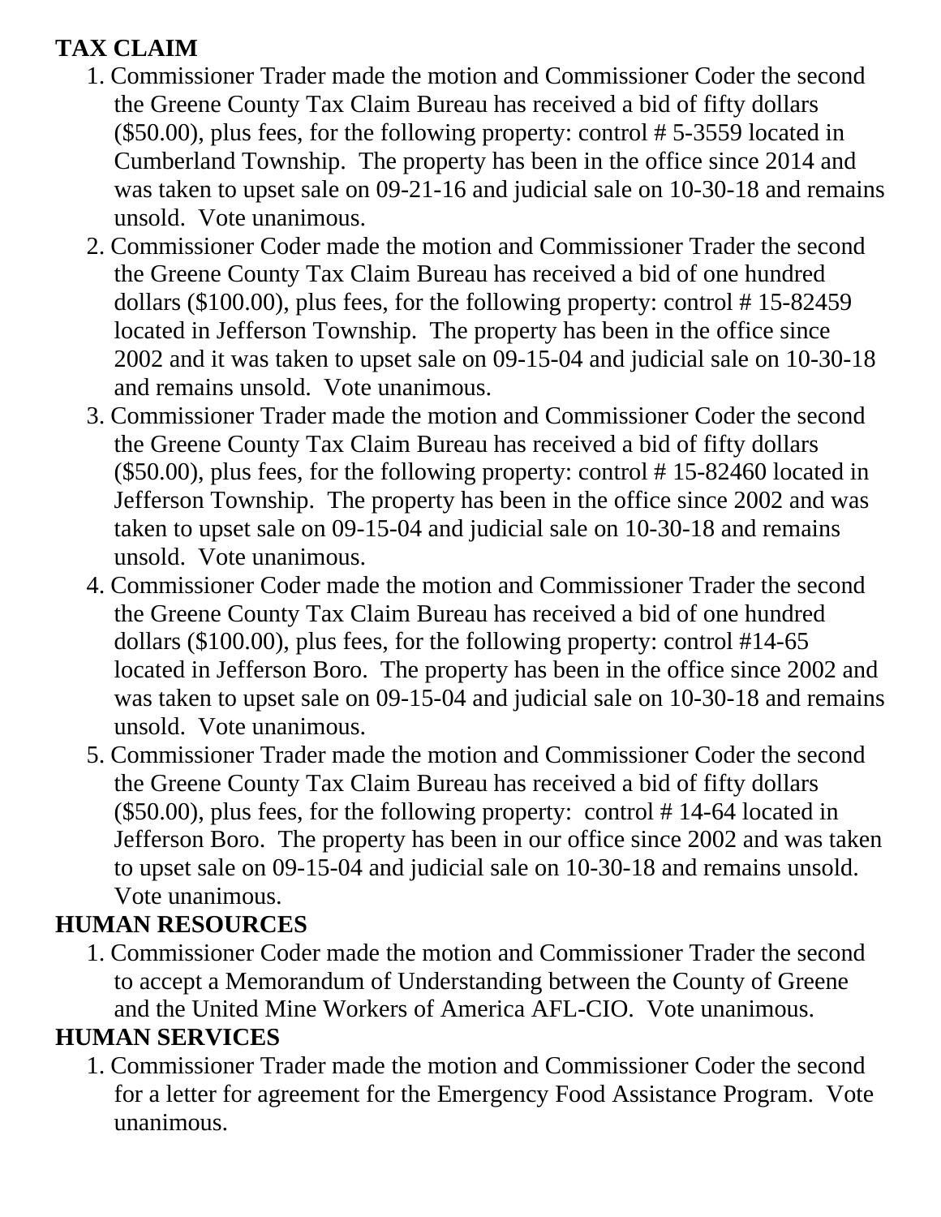**TAX CLAIM**

1. Commissioner Trader made the motion and Commissioner Coder the second the Greene County Tax Claim Bureau has received a bid of fifty dollars ($50.00), plus fees, for the following property: control # 5-3559 located in Cumberland Township. The property has been in the office since 2014 and was taken to upset sale on 09-21-16 and judicial sale on 10-30-18 and remains unsold. Vote unanimous.
2. Commissioner Coder made the motion and Commissioner Trader the second the Greene County Tax Claim Bureau has received a bid of one hundred dollars ($100.00), plus fees, for the following property: control # 15-82459 located in Jefferson Township. The property has been in the office since 2002 and it was taken to upset sale on 09-15-04 and judicial sale on 10-30-18 and remains unsold. Vote unanimous.
3. Commissioner Trader made the motion and Commissioner Coder the second the Greene County Tax Claim Bureau has received a bid of fifty dollars ($50.00), plus fees, for the following property: control # 15-82460 located in Jefferson Township. The property has been in the office since 2002 and was taken to upset sale on 09-15-04 and judicial sale on 10-30-18 and remains unsold. Vote unanimous.
4. Commissioner Coder made the motion and Commissioner Trader the second the Greene County Tax Claim Bureau has received a bid of one hundred dollars ($100.00), plus fees, for the following property: control #14-65 located in Jefferson Boro. The property has been in the office since 2002 and was taken to upset sale on 09-15-04 and judicial sale on 10-30-18 and remains unsold. Vote unanimous.
5. Commissioner Trader made the motion and Commissioner Coder the second the Greene County Tax Claim Bureau has received a bid of fifty dollars ($50.00), plus fees, for the following property: control # 14-64 located in Jefferson Boro. The property has been in our office since 2002 and was taken to upset sale on 09-15-04 and judicial sale on 10-30-18 and remains unsold. Vote unanimous.

**HUMAN RESOURCES**

1. Commissioner Coder made the motion and Commissioner Trader the second to accept a Memorandum of Understanding between the County of Greene and the United Mine Workers of America AFL-CIO. Vote unanimous.

**HUMAN SERVICES**

1. Commissioner Trader made the motion and Commissioner Coder the second for a letter for agreement for the Emergency Food Assistance Program. Vote unanimous.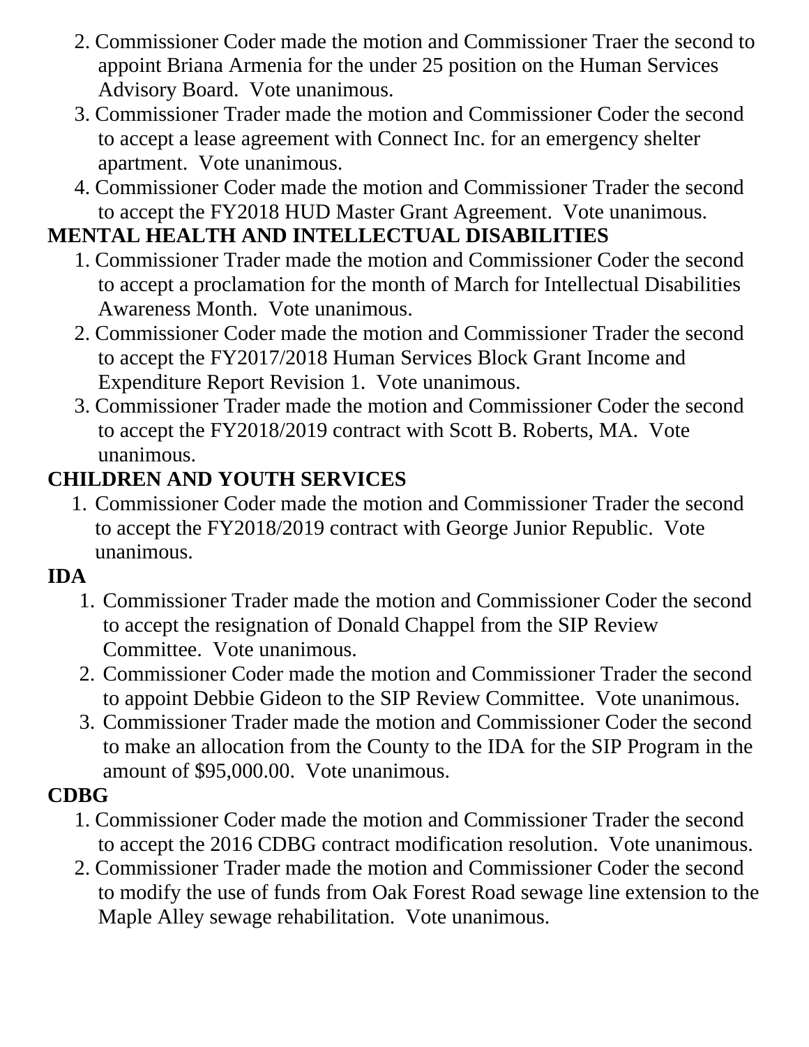2. Commissioner Coder made the motion and Commissioner Traer the second to appoint Briana Armenia for the under 25 position on the Human Services Advisory Board. Vote unanimous.
3. Commissioner Trader made the motion and Commissioner Coder the second to accept a lease agreement with Connect Inc. for an emergency shelter apartment. Vote unanimous.
4. Commissioner Coder made the motion and Commissioner Trader the second to accept the FY2018 HUD Master Grant Agreement. Vote unanimous.

**MENTAL HEALTH AND INTELLECTUAL DISABILITIES**

1. Commissioner Trader made the motion and Commissioner Coder the second to accept a proclamation for the month of March for Intellectual Disabilities Awareness Month. Vote unanimous.
2. Commissioner Coder made the motion and Commissioner Trader the second to accept the FY2017/2018 Human Services Block Grant Income and Expenditure Report Revision 1. Vote unanimous.
3. Commissioner Trader made the motion and Commissioner Coder the second to accept the FY2018/2019 contract with Scott B. Roberts, MA. Vote unanimous.

**CHILDREN AND YOUTH SERVICES**

1. Commissioner Coder made the motion and Commissioner Trader the second to accept the FY2018/2019 contract with George Junior Republic. Vote unanimous.

**IDA**

1. Commissioner Trader made the motion and Commissioner Coder the second to accept the resignation of Donald Chappel from the SIP Review Committee. Vote unanimous.
2. Commissioner Coder made the motion and Commissioner Trader the second to appoint Debbie Gideon to the SIP Review Committee. Vote unanimous.
3. Commissioner Trader made the motion and Commissioner Coder the second to make an allocation from the County to the IDA for the SIP Program in the amount of $95,000.00. Vote unanimous.

**CDBG**

1. Commissioner Coder made the motion and Commissioner Trader the second to accept the 2016 CDBG contract modification resolution. Vote unanimous.
2. Commissioner Trader made the motion and Commissioner Coder the second to modify the use of funds from Oak Forest Road sewage line extension to the Maple Alley sewage rehabilitation. Vote unanimous.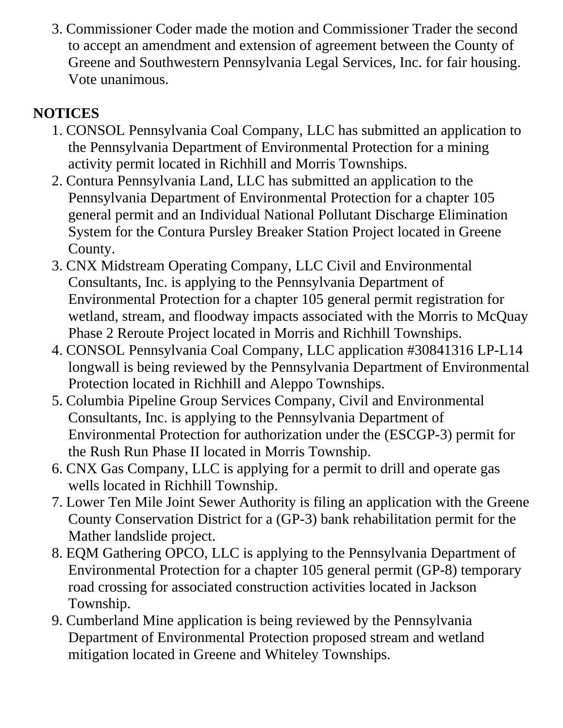3. Commissioner Coder made the motion and Commissioner Trader the second to accept an amendment and extension of agreement between the County of Greene and Southwestern Pennsylvania Legal Services, Inc. for fair housing. Vote unanimous.

**NOTICES**

1. CONSOL Pennsylvania Coal Company, LLC has submitted an application to the Pennsylvania Department of Environmental Protection for a mining activity permit located in Richhill and Morris Townships.
2. Contura Pennsylvania Land, LLC has submitted an application to the Pennsylvania Department of Environmental Protection for a chapter 105 general permit and an Individual National Pollutant Discharge Elimination System for the Contura Pursley Breaker Station Project located in Greene County.
3. CNX Midstream Operating Company, LLC Civil and Environmental Consultants, Inc. is applying to the Pennsylvania Department of Environmental Protection for a chapter 105 general permit registration for wetland, stream, and floodway impacts associated with the Morris to McQuay Phase 2 Reroute Project located in Morris and Richhill Townships.
4. CONSOL Pennsylvania Coal Company, LLC application #30841316 LP-L14 longwall is being reviewed by the Pennsylvania Department of Environmental Protection located in Richhill and Aleppo Townships.
5. Columbia Pipeline Group Services Company, Civil and Environmental Consultants, Inc. is applying to the Pennsylvania Department of Environmental Protection for authorization under the (ESCGP-3) permit for the Rush Run Phase II located in Morris Township.
6. CNX Gas Company, LLC is applying for a permit to drill and operate gas wells located in Richhill Township.
7. Lower Ten Mile Joint Sewer Authority is filing an application with the Greene County Conservation District for a (GP-3) bank rehabilitation permit for the Mather landslide project.
8. EQM Gathering OPCO, LLC is applying to the Pennsylvania Department of Environmental Protection for a chapter 105 general permit (GP-8) temporary road crossing for associated construction activities located in Jackson Township.
9. Cumberland Mine application is being reviewed by the Pennsylvania Department of Environmental Protection proposed stream and wetland mitigation located in Greene and Whiteley Townships.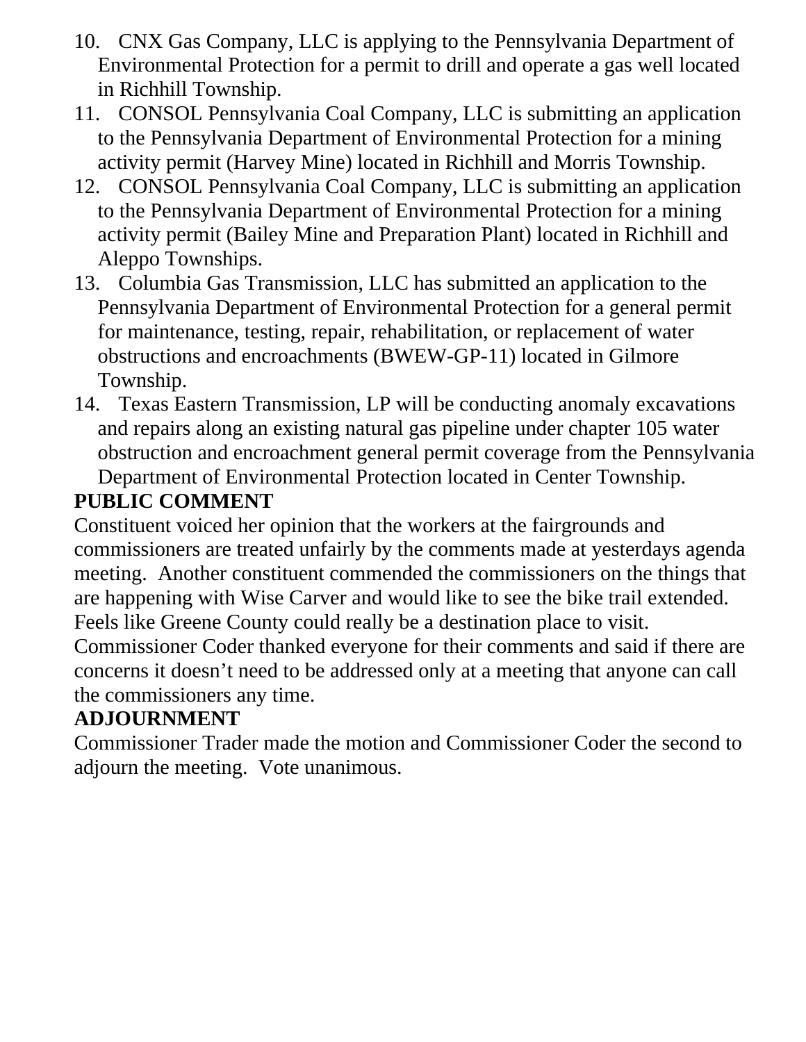10. CNX Gas Company, LLC is applying to the Pennsylvania Department of Environmental Protection for a permit to drill and operate a gas well located in Richhill Township.
11. CONSOL Pennsylvania Coal Company, LLC is submitting an application to the Pennsylvania Department of Environmental Protection for a mining activity permit (Harvey Mine) located in Richhill and Morris Township.
12. CONSOL Pennsylvania Coal Company, LLC is submitting an application to the Pennsylvania Department of Environmental Protection for a mining activity permit (Bailey Mine and Preparation Plant) located in Richhill and Aleppo Townships.
13. Columbia Gas Transmission, LLC has submitted an application to the Pennsylvania Department of Environmental Protection for a general permit for maintenance, testing, repair, rehabilitation, or replacement of water obstructions and encroachments (BWEW-GP-11) located in Gilmore Township.
14. Texas Eastern Transmission, LP will be conducting anomaly excavations and repairs along an existing natural gas pipeline under chapter 105 water obstruction and encroachment general permit coverage from the Pennsylvania Department of Environmental Protection located in Center Township.

**PUBLIC COMMENT**

Constituent voiced her opinion that the workers at the fairgrounds and commissioners are treated unfairly by the comments made at yesterdays agenda meeting. Another constituent commended the commissioners on the things that are happening with Wise Carver and would like to see the bike trail extended. Feels like Greene County could really be a destination place to visit. Commissioner Coder thanked everyone for their comments and said if there are concerns it doesn't need to be addressed only at a meeting that anyone can call the commissioners any time.

**ADJOURNMENT**

Commissioner Trader made the motion and Commissioner Coder the second to adjourn the meeting. Vote unanimous.